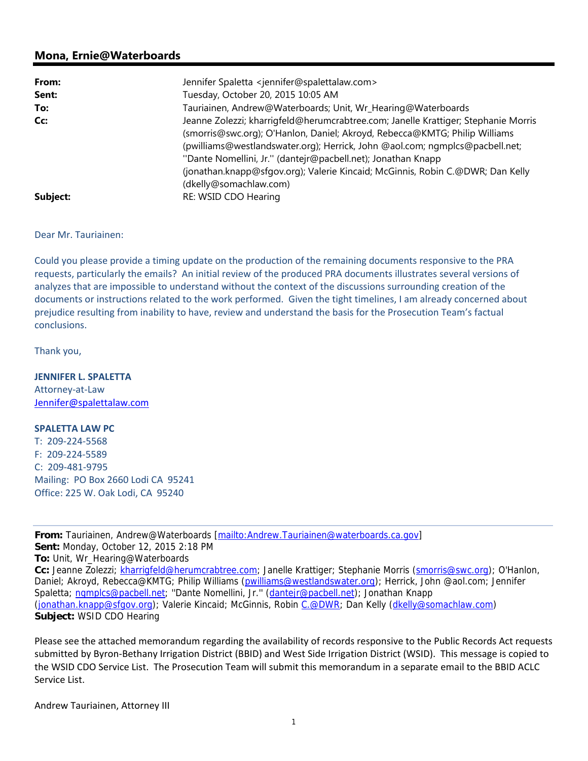## Mona, Ernie@Waterboards

| | |
|---|---|
| **From:** | Jennifer Spaletta <jennifer@spalettalaw.com> |
| **Sent:** | Tuesday, October 20, 2015 10:05 AM |
| **To:** | Tauriainen, Andrew@Waterboards; Unit, Wr_Hearing@Waterboards |
| **Cc:** | Jeanne Zolezzi; kharrigfeld@herumcrabtree.com; Janelle Krattiger; Stephanie Morris (smorris@swc.org); O'Hanlon, Daniel; Akroyd, Rebecca@KMTG; Philip Williams (pwilliams@westlandswater.org); Herrick, John @aol.com; ngmplcs@pacbell.net; ''Dante Nomellini, Jr.'' (dantejr@pacbell.net); Jonathan Knapp (jonathan.knapp@sfgov.org); Valerie Kincaid; McGinnis, Robin C.@DWR; Dan Kelly (dkelly@somachlaw.com) |
| **Subject:** | RE: WSID CDO Hearing |

Dear Mr. Tauriainen:

Could you please provide a timing update on the production of the remaining documents responsive to the PRA requests, particularly the emails? An initial review of the produced PRA documents illustrates several versions of analyzes that are impossible to understand without the context of the discussions surrounding creation of the documents or instructions related to the work performed. Given the tight timelines, I am already concerned about prejudice resulting from inability to have, review and understand the basis for the Prosecution Team's factual conclusions.

Thank you,

**JENNIFER L. SPALETTA**
Attorney-at-Law
Jennifer@spalettalaw.com

**SPALETTA LAW PC**
T: 209-224-5568
F: 209-224-5589
C: 209-481-9795
Mailing: PO Box 2660 Lodi CA 95241
Office: 225 W. Oak Lodi, CA 95240

---

**From:** Tauriainen, Andrew@Waterboards [mailto:Andrew.Tauriainen@waterboards.ca.gov]
**Sent:** Monday, October 12, 2015 2:18 PM
**To:** Unit, Wr_Hearing@Waterboards
**Cc:** Jeanne Zolezzi; kharrigfeld@herumcrabtree.com; Janelle Krattiger; Stephanie Morris (smorris@swc.org); O'Hanlon, Daniel; Akroyd, Rebecca@KMTG; Philip Williams (pwilliams@westlandswater.org); Herrick, John @aol.com; Jennifer Spaletta; ngmplcs@pacbell.net; ''Dante Nomellini, Jr.'' (dantejr@pacbell.net); Jonathan Knapp (jonathan.knapp@sfgov.org); Valerie Kincaid; McGinnis, Robin C.@DWR; Dan Kelly (dkelly@somachlaw.com)
**Subject:** WSID CDO Hearing

Please see the attached memorandum regarding the availability of records responsive to the Public Records Act requests submitted by Byron-Bethany Irrigation District (BBID) and West Side Irrigation District (WSID). This message is copied to the WSID CDO Service List. The Prosecution Team will submit this memorandum in a separate email to the BBID ACLC Service List.

Andrew Tauriainen, Attorney III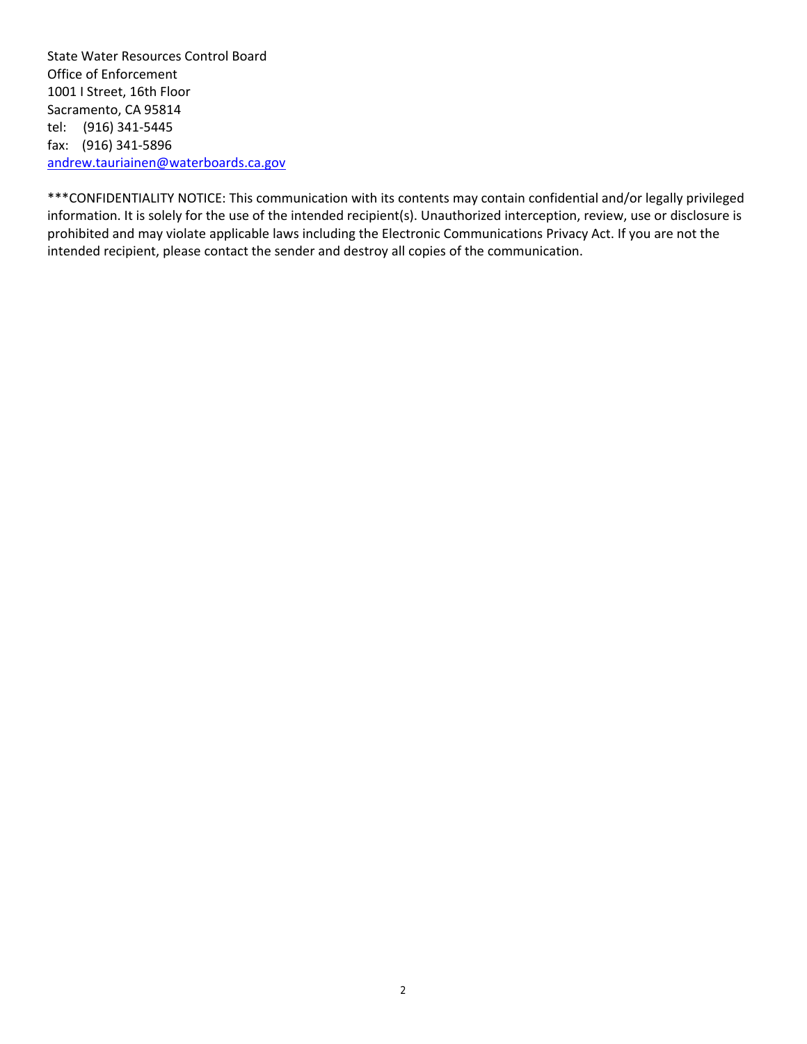State Water Resources Control Board
Office of Enforcement
1001 I Street, 16th Floor
Sacramento, CA 95814
tel: (916) 341-5445
fax: (916) 341-5896
andrew.tauriainen@waterboards.ca.gov

***CONFIDENTIALITY NOTICE: This communication with its contents may contain confidential and/or legally privileged information. It is solely for the use of the intended recipient(s). Unauthorized interception, review, use or disclosure is prohibited and may violate applicable laws including the Electronic Communications Privacy Act. If you are not the intended recipient, please contact the sender and destroy all copies of the communication.